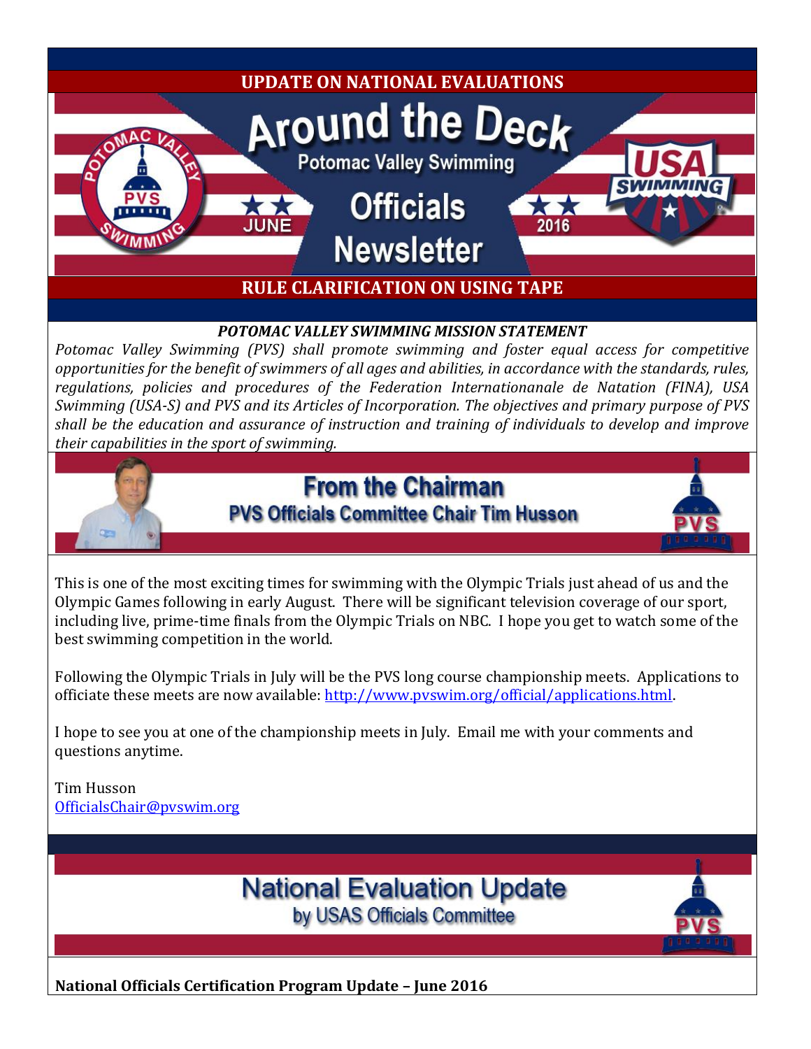**UPDATE ON NATIONAL EVALUATIONS**

# Around the Deck

Potomac Valley Swimming

## Officials Newsletter

JUNE 2016

**RULE CLARIFICATION ON USING TAPE**

***POTOMAC VALLEY SWIMMING MISSION STATEMENT***

*Potomac Valley Swimming (PVS) shall promote swimming and foster equal access for competitive opportunities for the benefit of swimmers of all ages and abilities, in accordance with the standards, rules, regulations, policies and procedures of the Federation Internationanale de Natation (FINA), USA Swimming (USA-S) and PVS and its Articles of Incorporation. The objectives and primary purpose of PVS shall be the education and assurance of instruction and training of individuals to develop and improve their capabilities in the sport of swimming.*

## From the Chairman

### PVS Officials Committee Chair Tim Husson

This is one of the most exciting times for swimming with the Olympic Trials just ahead of us and the Olympic Games following in early August. There will be significant television coverage of our sport, including live, prime-time finals from the Olympic Trials on NBC. I hope you get to watch some of the best swimming competition in the world.

Following the Olympic Trials in July will be the PVS long course championship meets. Applications to officiate these meets are now available: http://www.pvswim.org/official/applications.html.

I hope to see you at one of the championship meets in July. Email me with your comments and questions anytime.

Tim Husson
OfficialsChair@pvswim.org

## National Evaluation Update

### by USAS Officials Committee

**National Officials Certification Program Update – June 2016**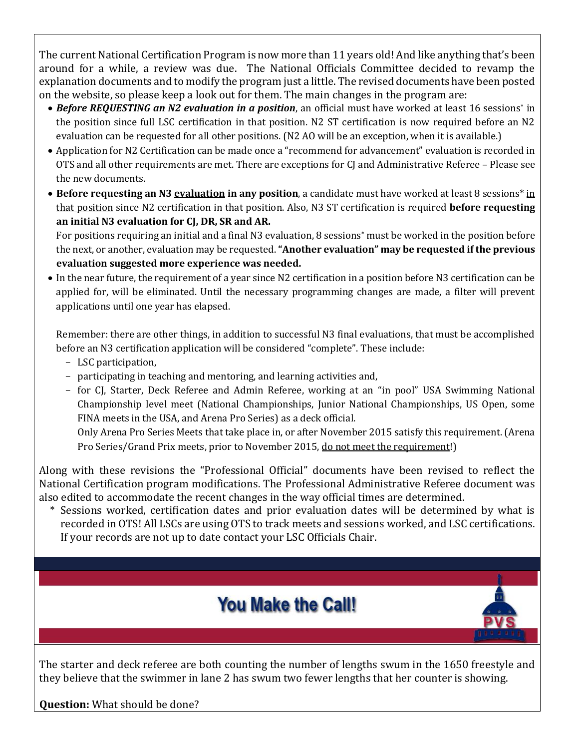The current National Certification Program is now more than 11 years old! And like anything that's been around for a while, a review was due. The National Officials Committee decided to revamp the explanation documents and to modify the program just a little. The revised documents have been posted on the website, so please keep a look out for them. The main changes in the program are:

- ***Before REQUESTING an N2 evaluation in a position***, an official must have worked at least 16 sessions* in the position since full LSC certification in that position. N2 ST certification is now required before an N2 evaluation can be requested for all other positions. (N2 AO will be an exception, when it is available.)
- Application for N2 Certification can be made once a "recommend for advancement" evaluation is recorded in OTS and all other requirements are met. There are exceptions for CJ and Administrative Referee – Please see the new documents.
- **Before requesting an N3 <u>evaluation</u> in any position**, a candidate must have worked at least 8 sessions* <u>in that position</u> since N2 certification in that position. Also, N3 ST certification is required **before requesting an initial N3 evaluation for CJ, DR, SR and AR.**

  For positions requiring an initial and a final N3 evaluation, 8 sessions* must be worked in the position before the next, or another, evaluation may be requested. **"Another evaluation" may be requested if the previous evaluation suggested more experience was needed.**
- In the near future, the requirement of a year since N2 certification in a position before N3 certification can be applied for, will be eliminated. Until the necessary programming changes are made, a filter will prevent applications until one year has elapsed.

  Remember: there are other things, in addition to successful N3 final evaluations, that must be accomplished before an N3 certification application will be considered "complete". These include:
  - LSC participation,
  - participating in teaching and mentoring, and learning activities and,
  - for CJ, Starter, Deck Referee and Admin Referee, working at an "in pool" USA Swimming National Championship level meet (National Championships, Junior National Championships, US Open, some FINA meets in the USA, and Arena Pro Series) as a deck official.

    Only Arena Pro Series Meets that take place in, or after November 2015 satisfy this requirement. (Arena Pro Series/Grand Prix meets, prior to November 2015, <u>do not meet the requirement</u>!)

Along with these revisions the "Professional Official" documents have been revised to reflect the National Certification program modifications. The Professional Administrative Referee document was also edited to accommodate the recent changes in the way official times are determined.

\* Sessions worked, certification dates and prior evaluation dates will be determined by what is recorded in OTS! All LSCs are using OTS to track meets and sessions worked, and LSC certifications. If your records are not up to date contact your LSC Officials Chair.

## You Make the Call!

The starter and deck referee are both counting the number of lengths swum in the 1650 freestyle and they believe that the swimmer in lane 2 has swum two fewer lengths that her counter is showing.

**Question:** What should be done?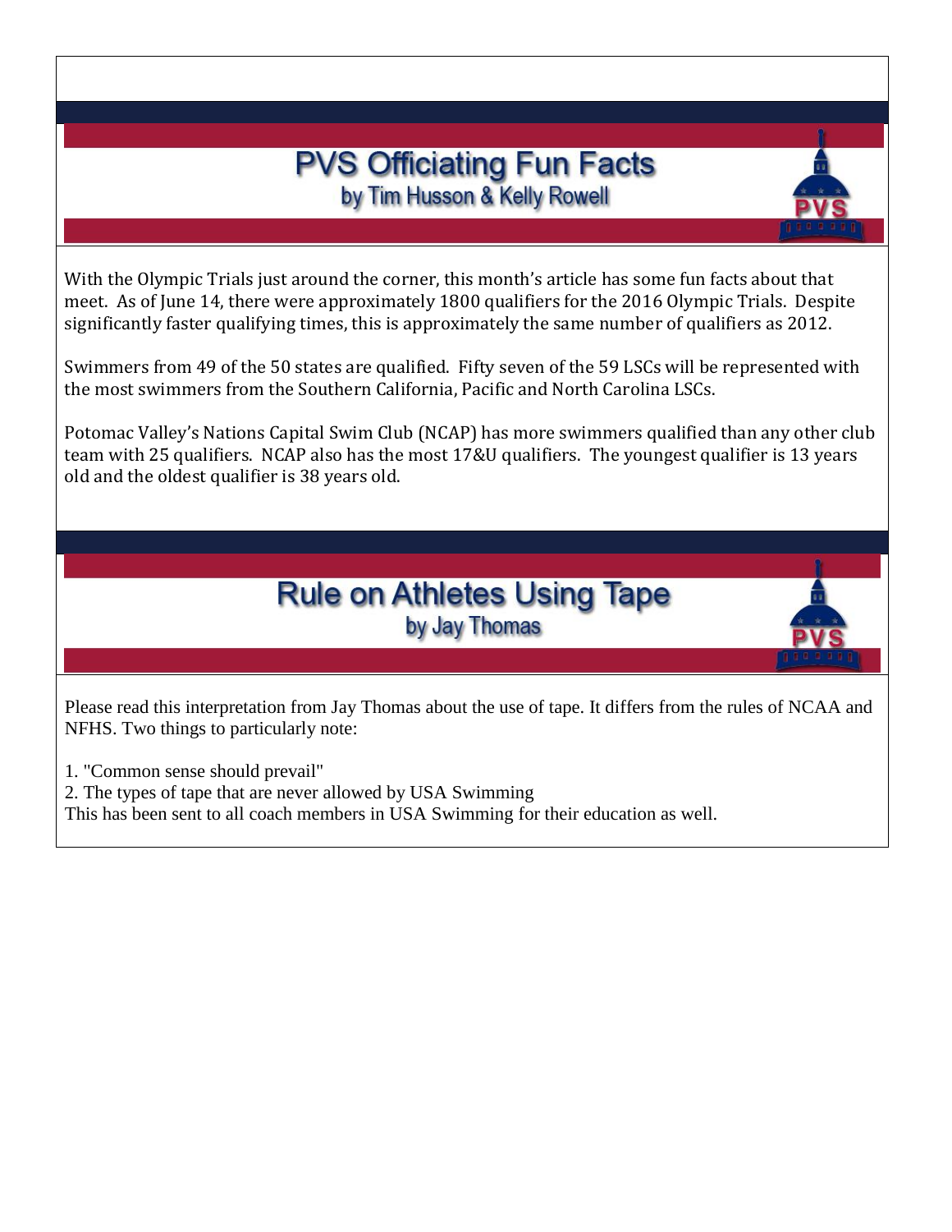# PVS Officiating Fun Facts

by Tim Husson & Kelly Rowell

With the Olympic Trials just around the corner, this month's article has some fun facts about that meet. As of June 14, there were approximately 1800 qualifiers for the 2016 Olympic Trials. Despite significantly faster qualifying times, this is approximately the same number of qualifiers as 2012.

Swimmers from 49 of the 50 states are qualified. Fifty seven of the 59 LSCs will be represented with the most swimmers from the Southern California, Pacific and North Carolina LSCs.

Potomac Valley's Nations Capital Swim Club (NCAP) has more swimmers qualified than any other club team with 25 qualifiers. NCAP also has the most 17&U qualifiers. The youngest qualifier is 13 years old and the oldest qualifier is 38 years old.

# Rule on Athletes Using Tape

by Jay Thomas

Please read this interpretation from Jay Thomas about the use of tape. It differs from the rules of NCAA and NFHS. Two things to particularly note:

1. "Common sense should prevail"
2. The types of tape that are never allowed by USA Swimming

This has been sent to all coach members in USA Swimming for their education as well.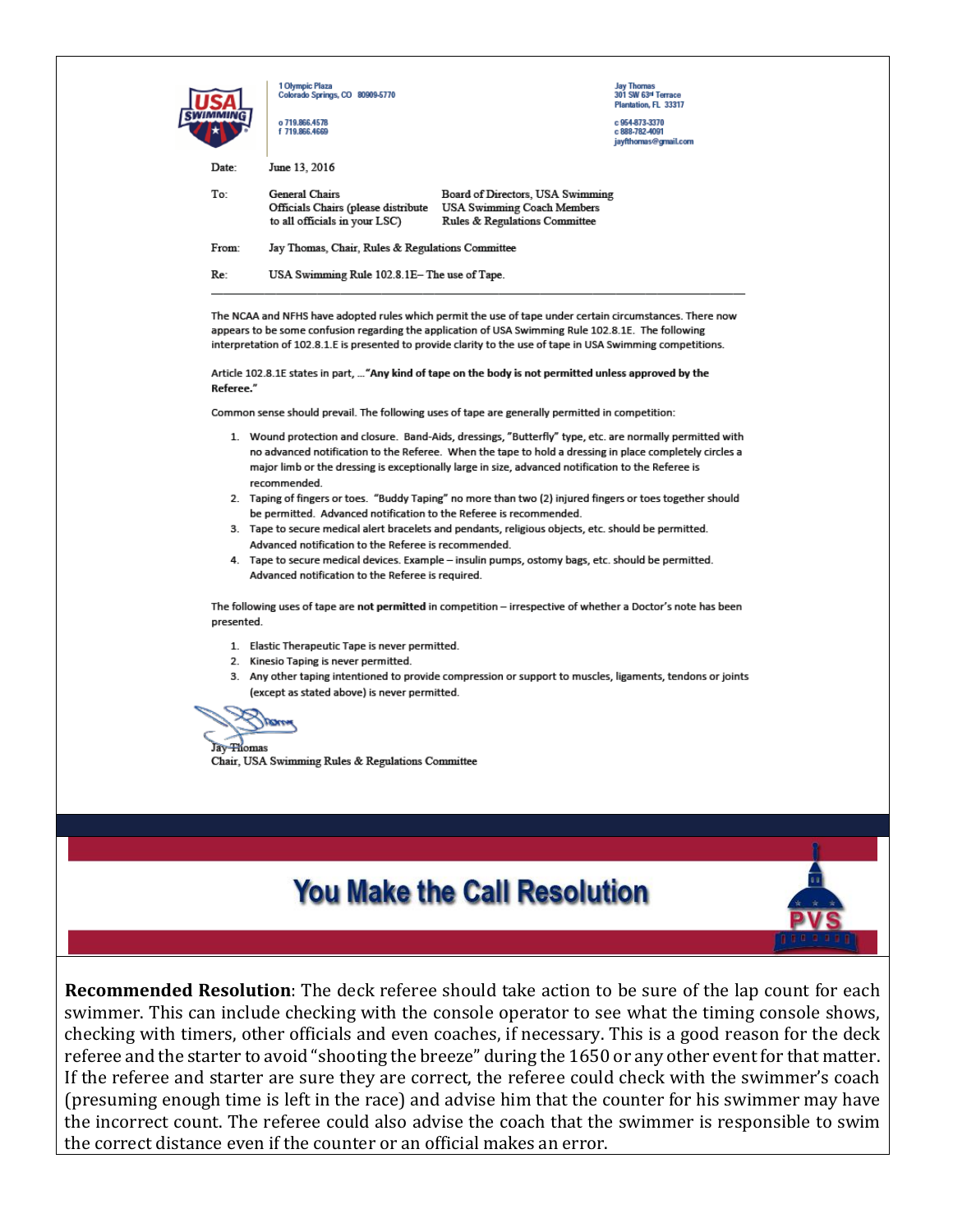1 Olympic Plaza
Colorado Springs, CO 80909-5770

o 719.866.4578
f 719.866.4669

Jay Thomas
301 SW 63rd Terrace
Plantation, FL 33317

c 954-873-3370
c 888-782-4091
jayfthomas@gmail.com

| | |
|---|---|
| Date: | June 13, 2016 |
| To: | General Chairs; Officials Chairs (please distribute to all officials in your LSC); Board of Directors, USA Swimming; USA Swimming Coach Members; Rules & Regulations Committee |
| From: | Jay Thomas, Chair, Rules & Regulations Committee |
| Re: | USA Swimming Rule 102.8.1E– The use of Tape. |

---

The NCAA and NFHS have adopted rules which permit the use of tape under certain circumstances. There now appears to be some confusion regarding the application of USA Swimming Rule 102.8.1E. The following interpretation of 102.8.1.E is presented to provide clarity to the use of tape in USA Swimming competitions.

Article 102.8.1E states in part, …"**Any kind of tape on the body is not permitted unless approved by the Referee.**"

Common sense should prevail. The following uses of tape are generally permitted in competition:

1. Wound protection and closure. Band-Aids, dressings, "Butterfly" type, etc. are normally permitted with no advanced notification to the Referee. When the tape to hold a dressing in place completely circles a major limb or the dressing is exceptionally large in size, advanced notification to the Referee is recommended.
2. Taping of fingers or toes. "Buddy Taping" no more than two (2) injured fingers or toes together should be permitted. Advanced notification to the Referee is recommended.
3. Tape to secure medical alert bracelets and pendants, religious objects, etc. should be permitted. Advanced notification to the Referee is recommended.
4. Tape to secure medical devices. Example – insulin pumps, ostomy bags, etc. should be permitted. Advanced notification to the Referee is required.

The following uses of tape are **not permitted** in competition – irrespective of whether a Doctor's note has been presented.

1. Elastic Therapeutic Tape is never permitted.
2. Kinesio Taping is never permitted.
3. Any other taping intentioned to provide compression or support to muscles, ligaments, tendons or joints (except as stated above) is never permitted.

Jay Thomas
Chair, USA Swimming Rules & Regulations Committee

# You Make the Call Resolution

**Recommended Resolution**: The deck referee should take action to be sure of the lap count for each swimmer. This can include checking with the console operator to see what the timing console shows, checking with timers, other officials and even coaches, if necessary. This is a good reason for the deck referee and the starter to avoid "shooting the breeze" during the 1650 or any other event for that matter. If the referee and starter are sure they are correct, the referee could check with the swimmer's coach (presuming enough time is left in the race) and advise him that the counter for his swimmer may have the incorrect count. The referee could also advise the coach that the swimmer is responsible to swim the correct distance even if the counter or an official makes an error.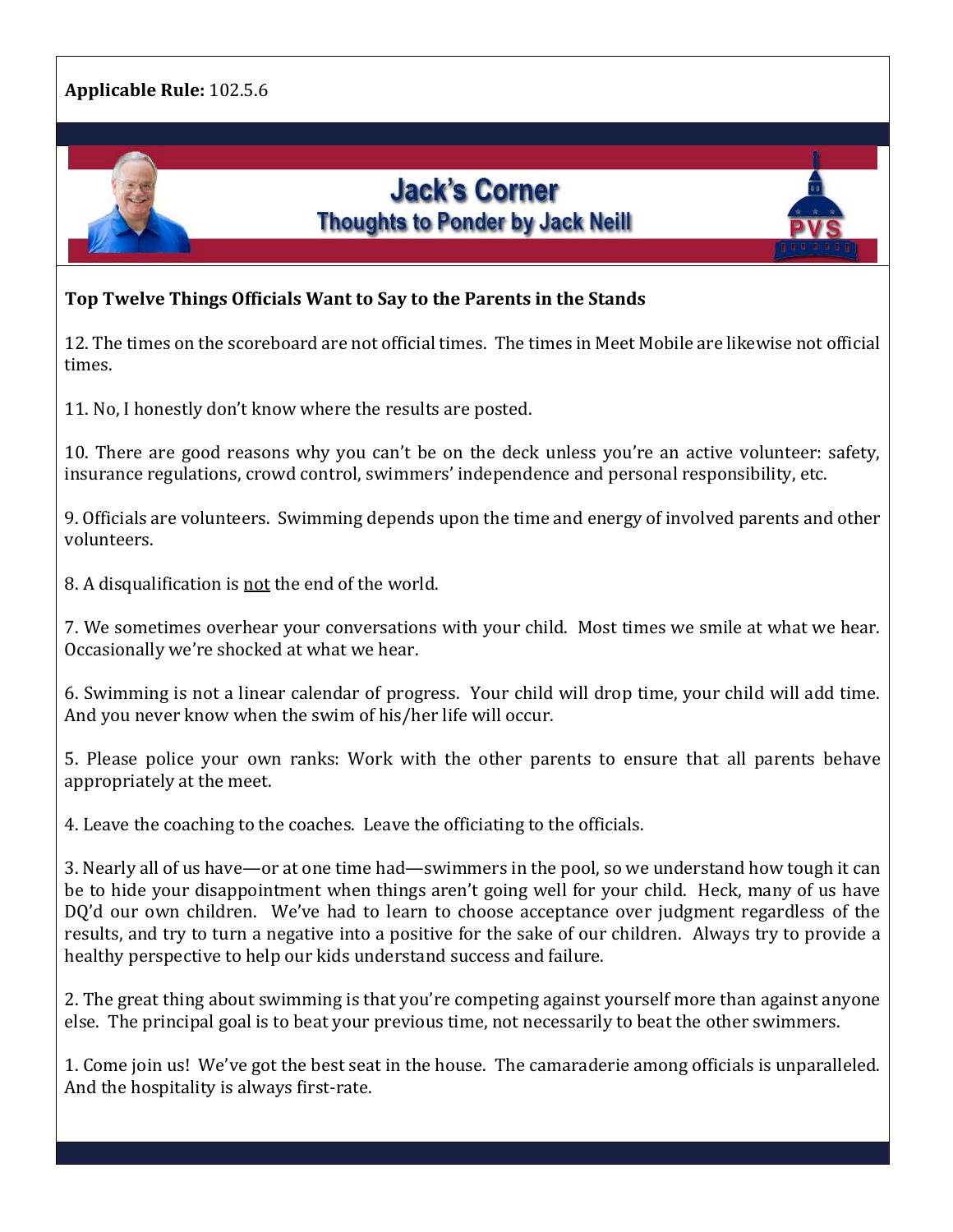**Applicable Rule:** 102.5.6

# Jack's Corner
## Thoughts to Ponder by Jack Neill

**Top Twelve Things Officials Want to Say to the Parents in the Stands**

12. The times on the scoreboard are not official times. The times in Meet Mobile are likewise not official times.

11. No, I honestly don't know where the results are posted.

10. There are good reasons why you can't be on the deck unless you're an active volunteer: safety, insurance regulations, crowd control, swimmers' independence and personal responsibility, etc.

9. Officials are volunteers. Swimming depends upon the time and energy of involved parents and other volunteers.

8. A disqualification is <u>not</u> the end of the world.

7. We sometimes overhear your conversations with your child. Most times we smile at what we hear. Occasionally we're shocked at what we hear.

6. Swimming is not a linear calendar of progress. Your child will drop time, your child will add time. And you never know when the swim of his/her life will occur.

5. Please police your own ranks: Work with the other parents to ensure that all parents behave appropriately at the meet.

4. Leave the coaching to the coaches. Leave the officiating to the officials.

3. Nearly all of us have—or at one time had—swimmers in the pool, so we understand how tough it can be to hide your disappointment when things aren't going well for your child. Heck, many of us have DQ'd our own children. We've had to learn to choose acceptance over judgment regardless of the results, and try to turn a negative into a positive for the sake of our children. Always try to provide a healthy perspective to help our kids understand success and failure.

2. The great thing about swimming is that you're competing against yourself more than against anyone else. The principal goal is to beat your previous time, not necessarily to beat the other swimmers.

1. Come join us! We've got the best seat in the house. The camaraderie among officials is unparalleled. And the hospitality is always first-rate.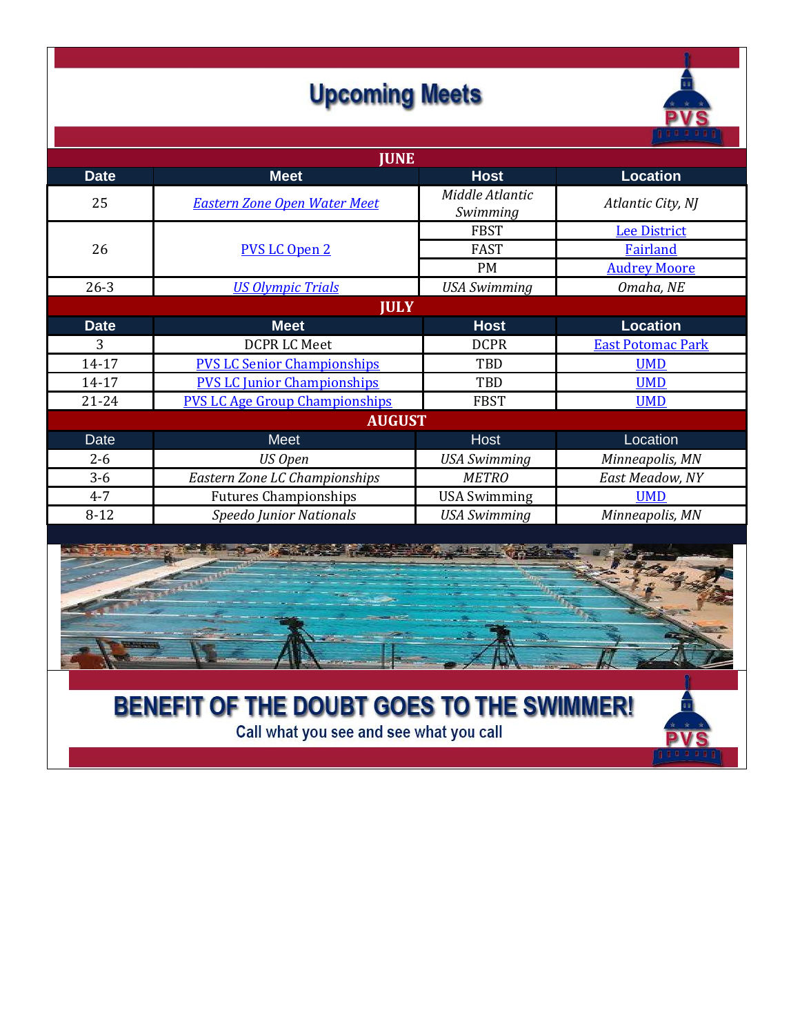# Upcoming Meets

| JUNE | | | |
|---|---|---|---|
| **Date** | **Meet** | **Host** | **Location** |
| 25 | *Eastern Zone Open Water Meet* | *Middle Atlantic Swimming* | *Atlantic City, NJ* |
| 26 | PVS LC Open 2 | FBST | Lee District |
| | | FAST | Fairland |
| | | PM | Audrey Moore |
| 26-3 | *US Olympic Trials* | *USA Swimming* | *Omaha, NE* |

| JULY | | | |
|---|---|---|---|
| **Date** | **Meet** | **Host** | **Location** |
| 3 | DCPR LC Meet | DCPR | East Potomac Park |
| 14-17 | PVS LC Senior Championships | TBD | UMD |
| 14-17 | PVS LC Junior Championships | TBD | UMD |
| 21-24 | PVS LC Age Group Championships | FBST | UMD |

| AUGUST | | | |
|---|---|---|---|
| Date | Meet | Host | Location |
| 2-6 | *US Open* | *USA Swimming* | *Minneapolis, MN* |
| 3-6 | *Eastern Zone LC Championships* | *METRO* | *East Meadow, NY* |
| 4-7 | Futures Championships | USA Swimming | UMD |
| 8-12 | *Speedo Junior Nationals* | *USA Swimming* | *Minneapolis, MN* |

**BENEFIT OF THE DOUBT GOES TO THE SWIMMER!**

Call what you see and see what you call